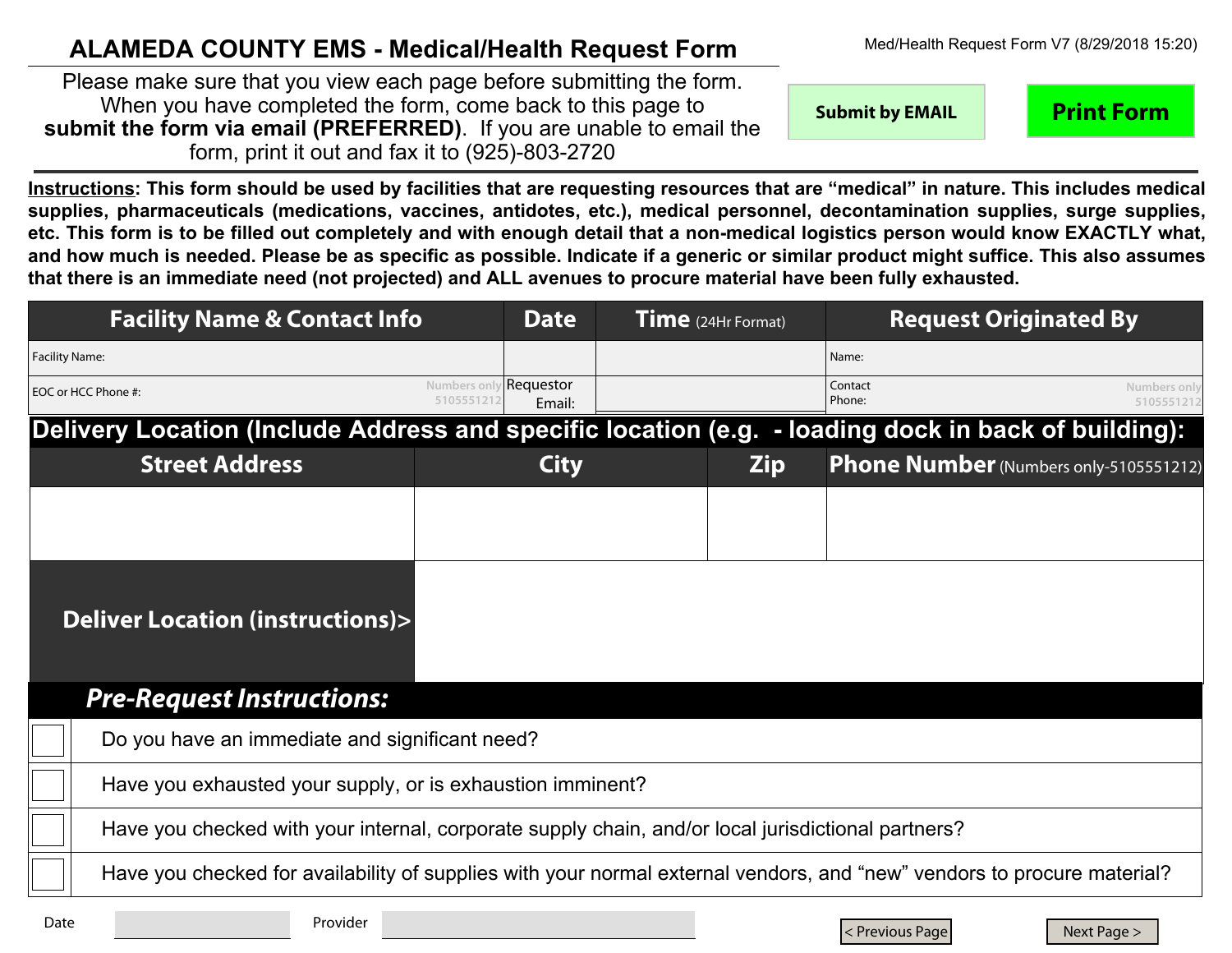# ALAMEDA COUNTY EMS - Medical/Health Request Form

Med/Health Request Form V7 (8/29/2018 15:20)

Please make sure that you view each page before submitting the form. When you have completed the form, come back to this page to **submit the form via email (PREFERRED)**. If you are unable to email the form, print it out and fax it to (925)-803-2720

Submit by EMAIL | Print Form

**Instructions: This form should be used by facilities that are requesting resources that are "medical" in nature. This includes medical supplies, pharmaceuticals (medications, vaccines, antidotes, etc.), medical personnel, decontamination supplies, surge supplies, etc. This form is to be filled out completely and with enough detail that a non-medical logistics person would know EXACTLY what, and how much is needed. Please be as specific as possible. Indicate if a generic or similar product might suffice. This also assumes that there is an immediate need (not projected) and ALL avenues to procure material have been fully exhausted.**

| Facility Name & Contact Info | Date | Time (24Hr Format) | Request Originated By |
|---|---|---|---|
| Facility Name: | | | Name: |
| EOC or HCC Phone #: Numbers only 5105551212 | Requestor Email: | | Contact Phone: Numbers only 5105551212 |

## Delivery Location (Include Address and specific location (e.g. - loading dock in back of building):

| Street Address | City | Zip | Phone Number (Numbers only-5105551212) |
|---|---|---|---|
| | | | |
| **Deliver Location (instructions)>** | | | |

## *Pre-Request Instructions:*

- ☐ Do you have an immediate and significant need?
- ☐ Have you exhausted your supply, or is exhaustion imminent?
- ☐ Have you checked with your internal, corporate supply chain, and/or local jurisdictional partners?
- ☐ Have you checked for availability of supplies with your normal external vendors, and "new" vendors to procure material?

Date ______ Provider ______

< Previous Page | Next Page >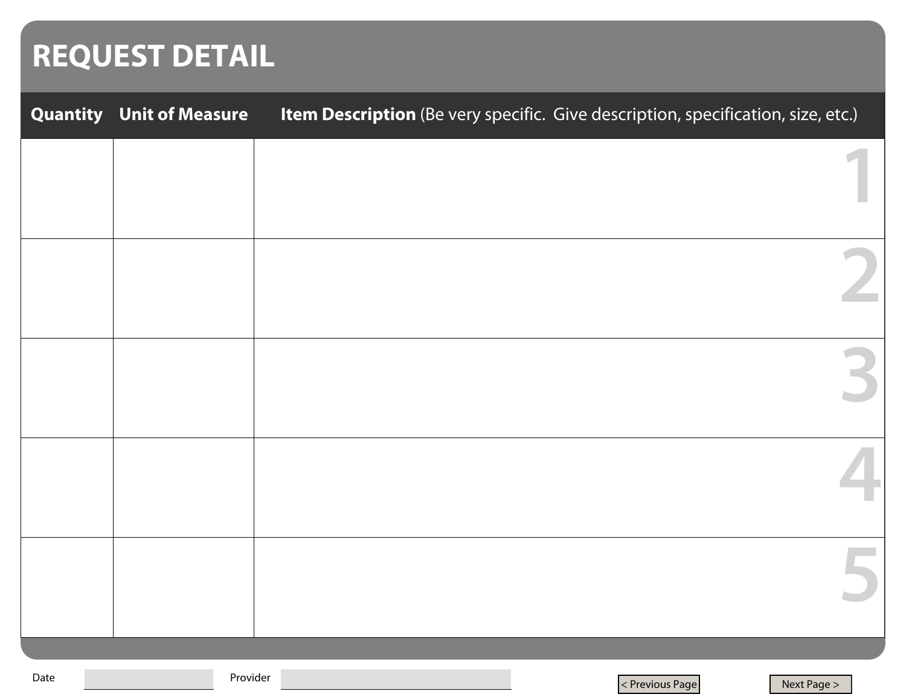# REQUEST DETAIL

| Quantity | Unit of Measure | Item Description (Be very specific. Give description, specification, size, etc.) |
| --- | --- | --- |
| | | 1 |
| | | 2 |
| | | 3 |
| | | 4 |
| | | 5 |

Date ____________ Provider ____________

< Previous Page    Next Page >